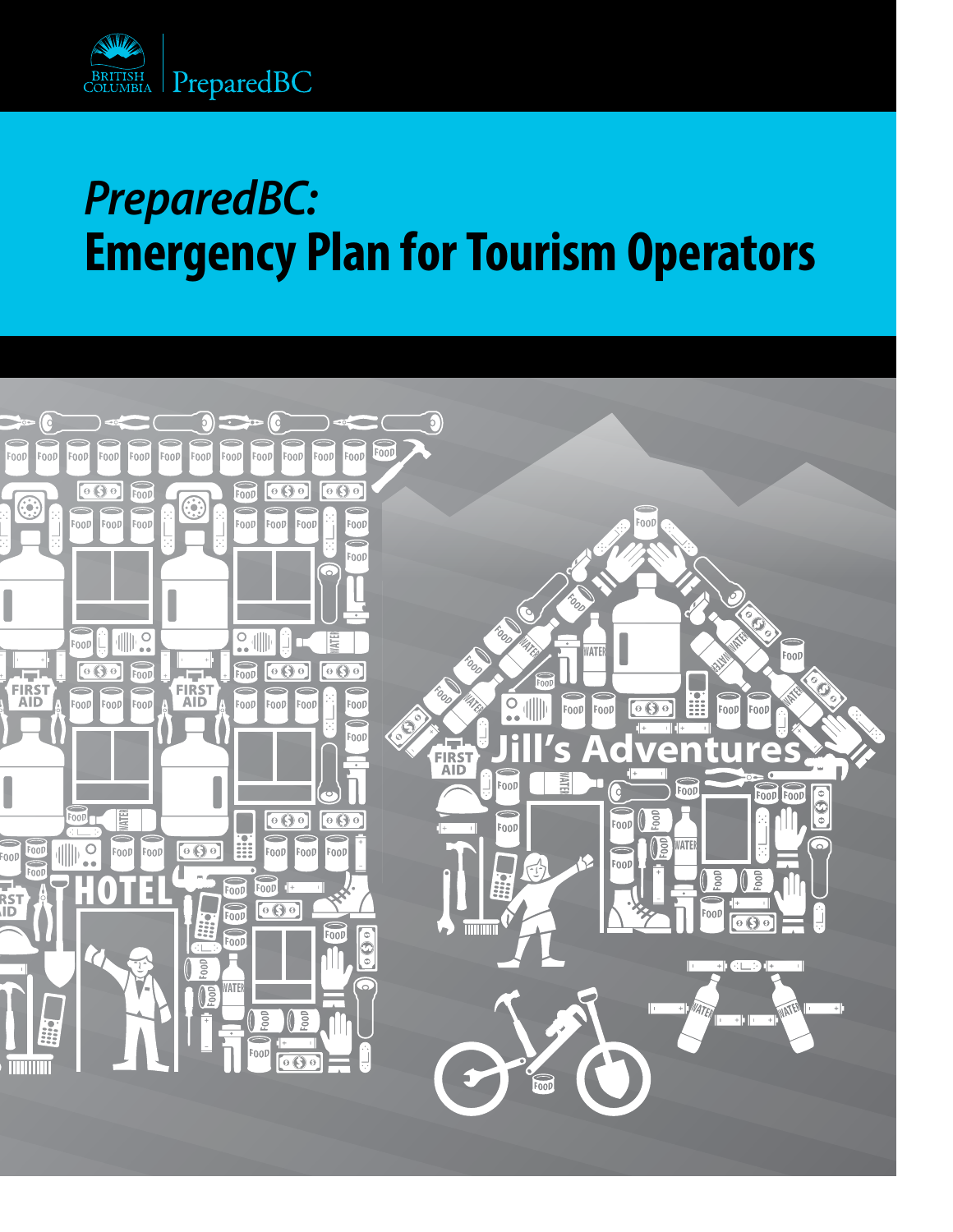BRITISH COLUMBIA | PreparedBC

# *PreparedBC:* Emergency Plan for Tourism Operators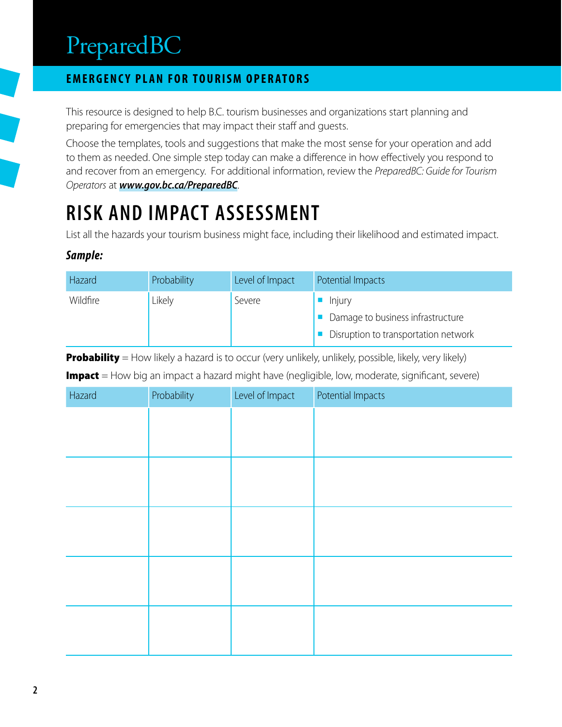# PreparedBC

## EMERGENCY PLAN FOR TOURISM OPERATORS

This resource is designed to help B.C. tourism businesses and organizations start planning and preparing for emergencies that may impact their staff and guests.

Choose the templates, tools and suggestions that make the most sense for your operation and add to them as needed. One simple step today can make a difference in how effectively you respond to and recover from an emergency. For additional information, review the *PreparedBC: Guide for Tourism Operators* at ***www.gov.bc.ca/PreparedBC***.

# RISK AND IMPACT ASSESSMENT

List all the hazards your tourism business might face, including their likelihood and estimated impact.

***Sample:***

| Hazard | Probability | Level of Impact | Potential Impacts |
|---|---|---|---|
| Wildfire | Likely | Severe | - Injury<br>- Damage to business infrastructure<br>- Disruption to transportation network |

**Probability** = How likely a hazard is to occur (very unlikely, unlikely, possible, likely, very likely)

**Impact** = How big an impact a hazard might have (negligible, low, moderate, significant, severe)

| Hazard | Probability | Level of Impact | Potential Impacts |
|---|---|---|---|
| | | | |
| | | | |
| | | | |
| | | | |
| | | | |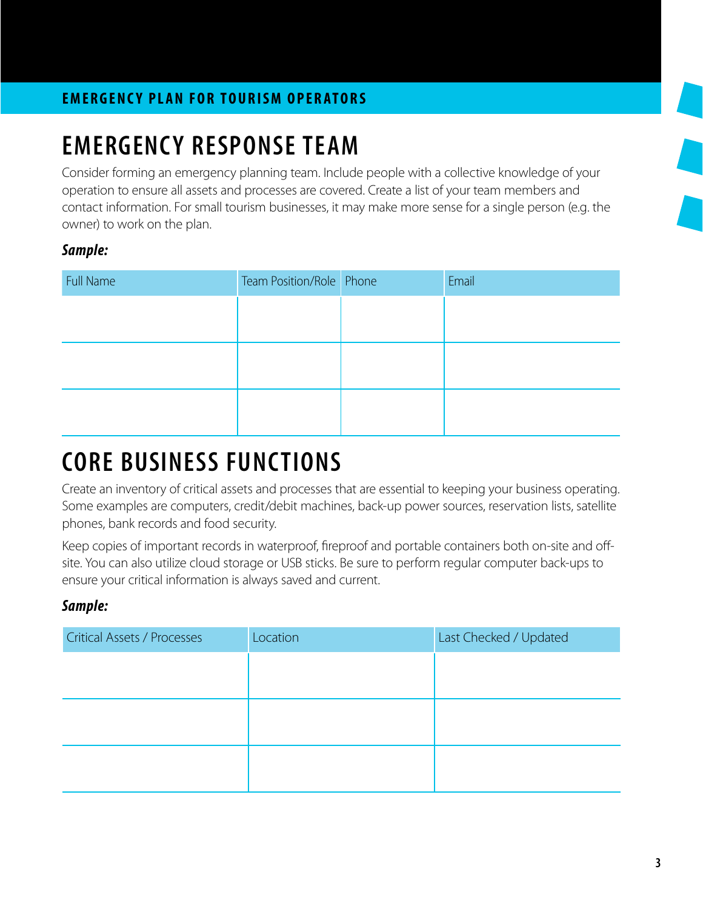## EMERGENCY RESPONSE TEAM

Consider forming an emergency planning team. Include people with a collective knowledge of your operation to ensure all assets and processes are covered. Create a list of your team members and contact information. For small tourism businesses, it may make more sense for a single person (e.g. the owner) to work on the plan.

***Sample:***

| Full Name | Team Position/Role | Phone | Email |
|---|---|---|---|
| | | | |
| | | | |
| | | | |

## CORE BUSINESS FUNCTIONS

Create an inventory of critical assets and processes that are essential to keeping your business operating. Some examples are computers, credit/debit machines, back-up power sources, reservation lists, satellite phones, bank records and food security.

Keep copies of important records in waterproof, fireproof and portable containers both on-site and off-site. You can also utilize cloud storage or USB sticks. Be sure to perform regular computer back-ups to ensure your critical information is always saved and current.

***Sample:***

| Critical Assets / Processes | Location | Last Checked / Updated |
|---|---|---|
| | | |
| | | |
| | | |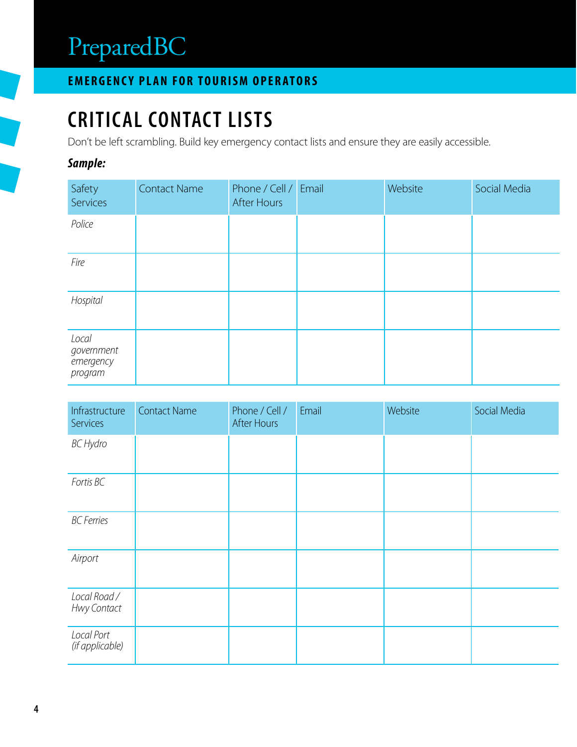# CRITICAL CONTACT LISTS

Don't be left scrambling. Build key emergency contact lists and ensure they are easily accessible.

***Sample:***

| Safety Services | Contact Name | Phone / Cell / After Hours | Email | Website | Social Media |
|---|---|---|---|---|---|
| *Police* | | | | | |
| *Fire* | | | | | |
| *Hospital* | | | | | |
| *Local government emergency program* | | | | | |

| Infrastructure Services | Contact Name | Phone / Cell / After Hours | Email | Website | Social Media |
|---|---|---|---|---|---|
| *BC Hydro* | | | | | |
| *Fortis BC* | | | | | |
| *BC Ferries* | | | | | |
| *Airport* | | | | | |
| *Local Road / Hwy Contact* | | | | | |
| *Local Port (if applicable)* | | | | | |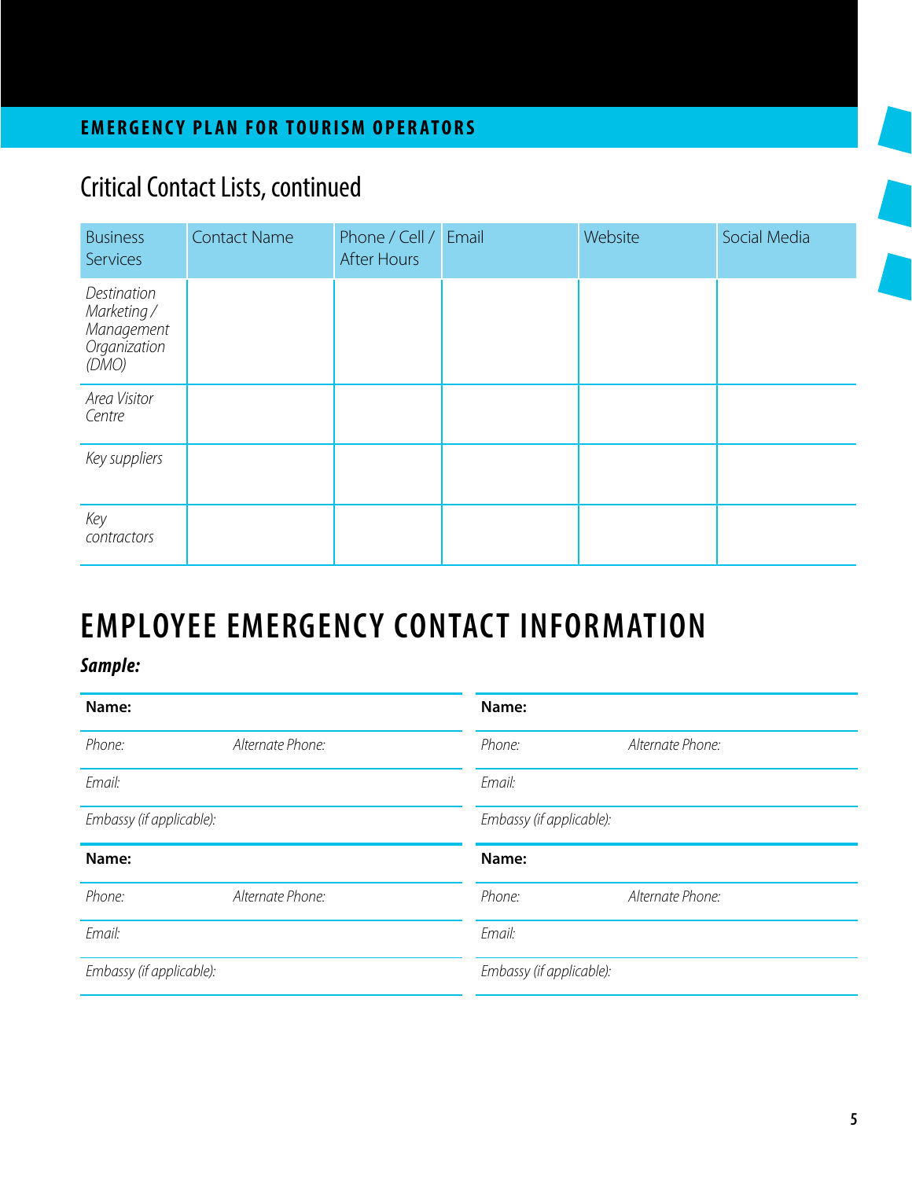## Critical Contact Lists, continued

| Business Services | Contact Name | Phone / Cell / After Hours | Email | Website | Social Media |
|---|---|---|---|---|---|
| *Destination Marketing / Management Organization (DMO)* | | | | | |
| *Area Visitor Centre* | | | | | |
| *Key suppliers* | | | | | |
| *Key contractors* | | | | | |

# EMPLOYEE EMERGENCY CONTACT INFORMATION

***Sample:***

| **Name:** | |
|---|---|
| *Phone:* | *Alternate Phone:* |
| *Email:* | |
| *Embassy (if applicable):* | |

| **Name:** | |
|---|---|
| *Phone:* | *Alternate Phone:* |
| *Email:* | |
| *Embassy (if applicable):* | |

| **Name:** | |
|---|---|
| *Phone:* | *Alternate Phone:* |
| *Email:* | |
| *Embassy (if applicable):* | |

| **Name:** | |
|---|---|
| *Phone:* | *Alternate Phone:* |
| *Email:* | |
| *Embassy (if applicable):* | |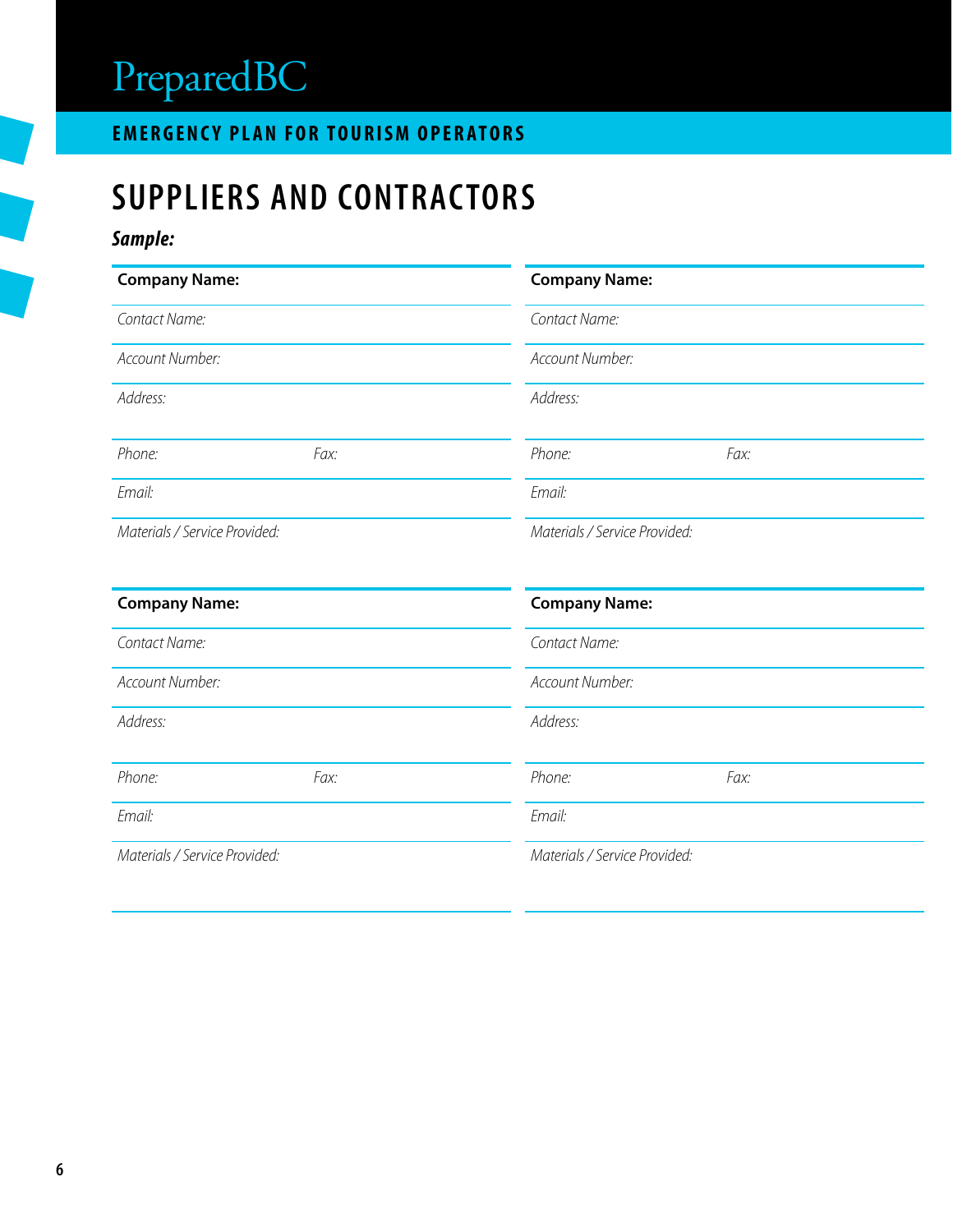# SUPPLIERS AND CONTRACTORS

***Sample:***

**Company Name:**

*Contact Name:*

*Account Number:*

*Address:*

*Phone:* *Fax:*

*Email:*

*Materials / Service Provided:*

**Company Name:**

*Contact Name:*

*Account Number:*

*Address:*

*Phone:* *Fax:*

*Email:*

*Materials / Service Provided:*

**Company Name:**

*Contact Name:*

*Account Number:*

*Address:*

*Phone:* *Fax:*

*Email:*

*Materials / Service Provided:*

**Company Name:**

*Contact Name:*

*Account Number:*

*Address:*

*Phone:* *Fax:*

*Email:*

*Materials / Service Provided:*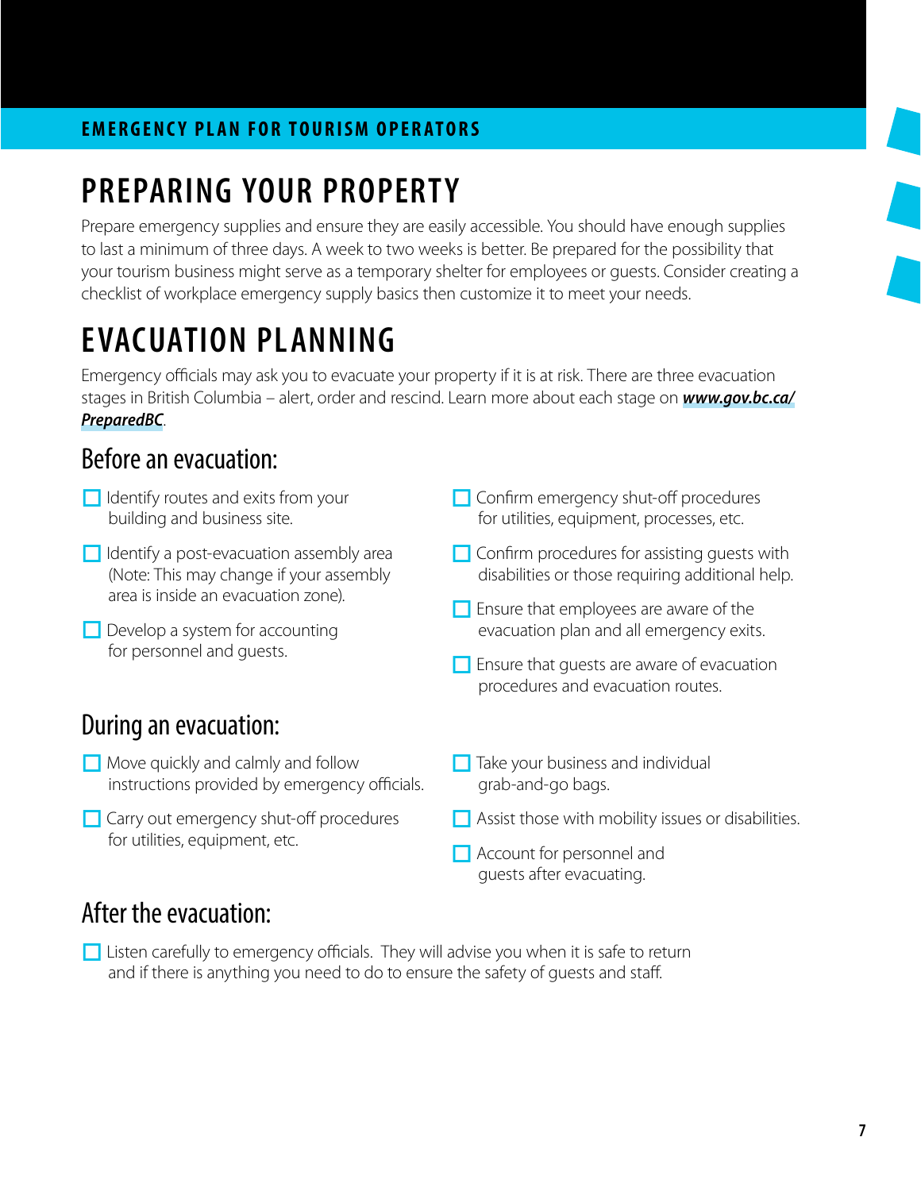# PREPARING YOUR PROPERTY

Prepare emergency supplies and ensure they are easily accessible. You should have enough supplies to last a minimum of three days. A week to two weeks is better. Be prepared for the possibility that your tourism business might serve as a temporary shelter for employees or guests. Consider creating a checklist of workplace emergency supply basics then customize it to meet your needs.

# EVACUATION PLANNING

Emergency officials may ask you to evacuate your property if it is at risk. There are three evacuation stages in British Columbia – alert, order and rescind. Learn more about each stage on ***www.gov.bc.ca/PreparedBC***.

## Before an evacuation:

- [ ] Identify routes and exits from your building and business site.
- [ ] Identify a post-evacuation assembly area (Note: This may change if your assembly area is inside an evacuation zone).
- [ ] Develop a system for accounting for personnel and guests.
- [ ] Confirm emergency shut-off procedures for utilities, equipment, processes, etc.
- [ ] Confirm procedures for assisting guests with disabilities or those requiring additional help.
- [ ] Ensure that employees are aware of the evacuation plan and all emergency exits.
- [ ] Ensure that guests are aware of evacuation procedures and evacuation routes.

## During an evacuation:

- [ ] Move quickly and calmly and follow instructions provided by emergency officials.
- [ ] Carry out emergency shut-off procedures for utilities, equipment, etc.
- [ ] Take your business and individual grab-and-go bags.
- [ ] Assist those with mobility issues or disabilities.
- [ ] Account for personnel and guests after evacuating.

## After the evacuation:

- [ ] Listen carefully to emergency officials. They will advise you when it is safe to return and if there is anything you need to do to ensure the safety of guests and staff.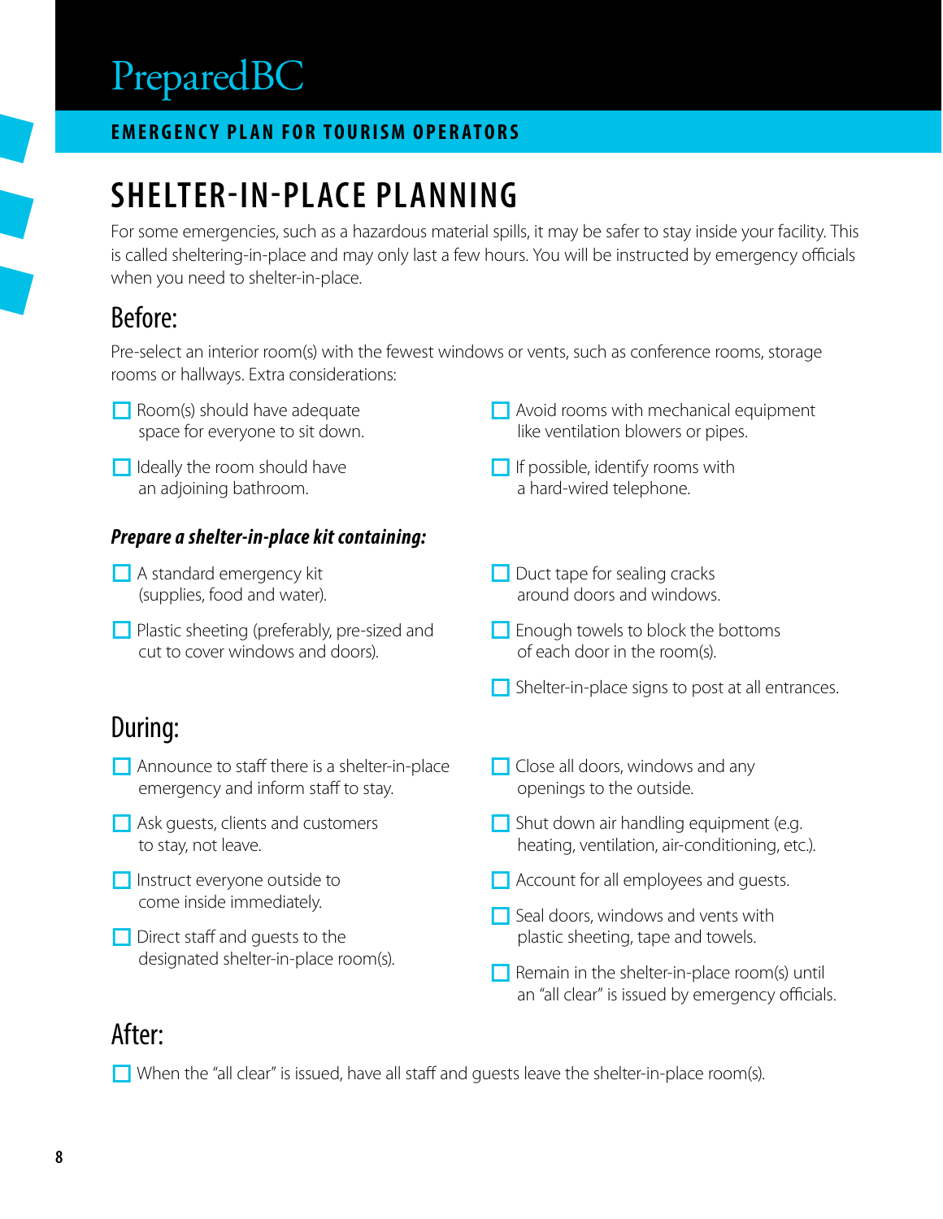PreparedBC

**EMERGENCY PLAN FOR TOURISM OPERATORS**

# SHELTER-IN-PLACE PLANNING

For some emergencies, such as a hazardous material spills, it may be safer to stay inside your facility. This is called sheltering-in-place and may only last a few hours. You will be instructed by emergency officials when you need to shelter-in-place.

## Before:

Pre-select an interior room(s) with the fewest windows or vents, such as conference rooms, storage rooms or hallways. Extra considerations:

- ☐ Room(s) should have adequate space for everyone to sit down.
- ☐ Ideally the room should have an adjoining bathroom.
- ☐ Avoid rooms with mechanical equipment like ventilation blowers or pipes.
- ☐ If possible, identify rooms with a hard-wired telephone.

***Prepare a shelter-in-place kit containing:***

- ☐ A standard emergency kit (supplies, food and water).
- ☐ Plastic sheeting (preferably, pre-sized and cut to cover windows and doors).
- ☐ Duct tape for sealing cracks around doors and windows.
- ☐ Enough towels to block the bottoms of each door in the room(s).
- ☐ Shelter-in-place signs to post at all entrances.

## During:

- ☐ Announce to staff there is a shelter-in-place emergency and inform staff to stay.
- ☐ Ask guests, clients and customers to stay, not leave.
- ☐ Instruct everyone outside to come inside immediately.
- ☐ Direct staff and guests to the designated shelter-in-place room(s).
- ☐ Close all doors, windows and any openings to the outside.
- ☐ Shut down air handling equipment (e.g. heating, ventilation, air-conditioning, etc.).
- ☐ Account for all employees and guests.
- ☐ Seal doors, windows and vents with plastic sheeting, tape and towels.
- ☐ Remain in the shelter-in-place room(s) until an "all clear" is issued by emergency officials.

## After:

- ☐ When the "all clear" is issued, have all staff and guests leave the shelter-in-place room(s).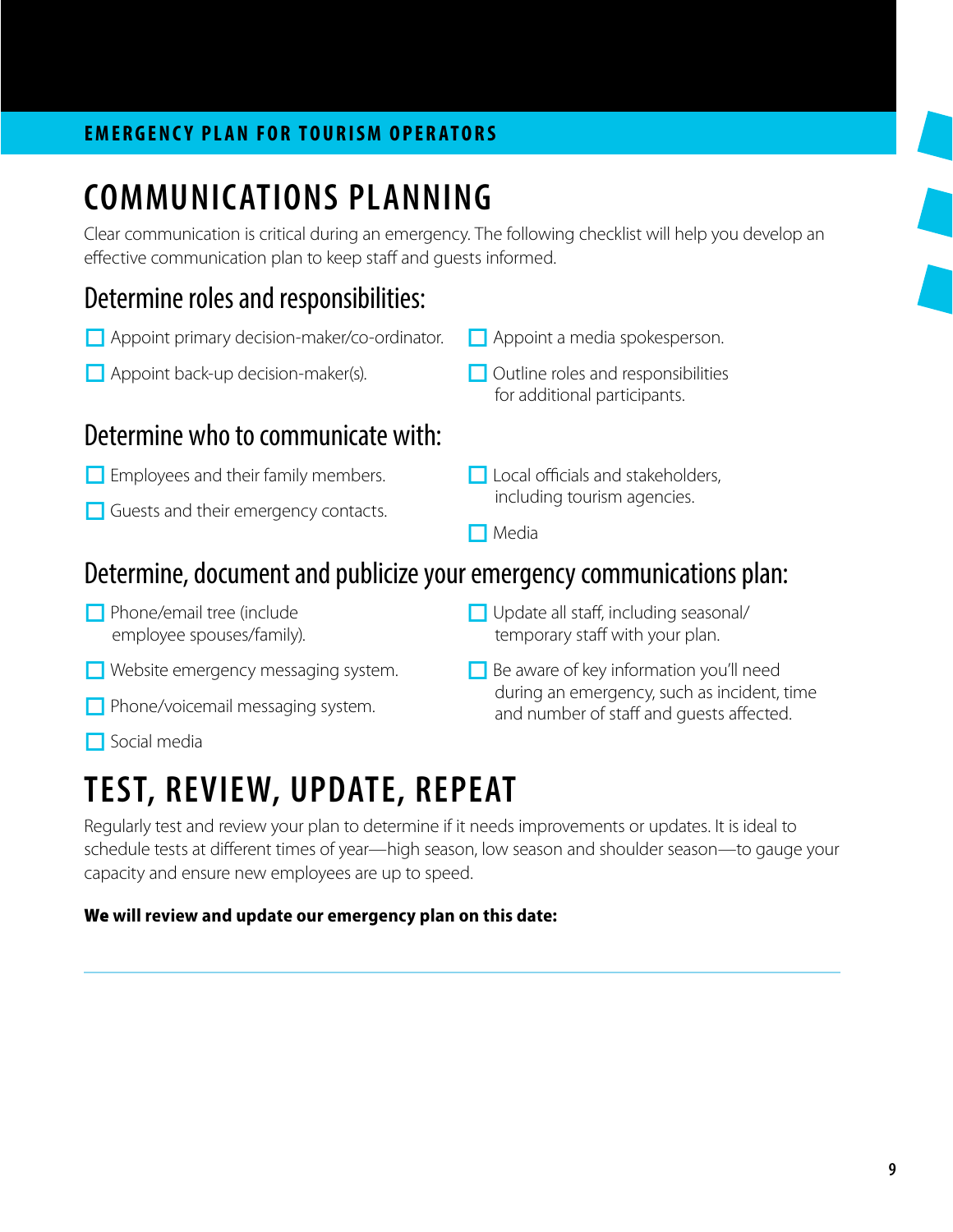# COMMUNICATIONS PLANNING

Clear communication is critical during an emergency. The following checklist will help you develop an effective communication plan to keep staff and guests informed.

## Determine roles and responsibilities:

- [ ] Appoint primary decision-maker/co-ordinator.
- [ ] Appoint back-up decision-maker(s).
- [ ] Appoint a media spokesperson.
- [ ] Outline roles and responsibilities for additional participants.

## Determine who to communicate with:

- [ ] Employees and their family members.
- [ ] Guests and their emergency contacts.
- [ ] Local officials and stakeholders, including tourism agencies.
- [ ] Media

## Determine, document and publicize your emergency communications plan:

- [ ] Phone/email tree (include employee spouses/family).
- [ ] Website emergency messaging system.
- [ ] Phone/voicemail messaging system.
- [ ] Social media
- [ ] Update all staff, including seasonal/ temporary staff with your plan.
- [ ] Be aware of key information you'll need during an emergency, such as incident, time and number of staff and guests affected.

# TEST, REVIEW, UPDATE, REPEAT

Regularly test and review your plan to determine if it needs improvements or updates. It is ideal to schedule tests at different times of year—high season, low season and shoulder season—to gauge your capacity and ensure new employees are up to speed.

**We will review and update our emergency plan on this date:**

---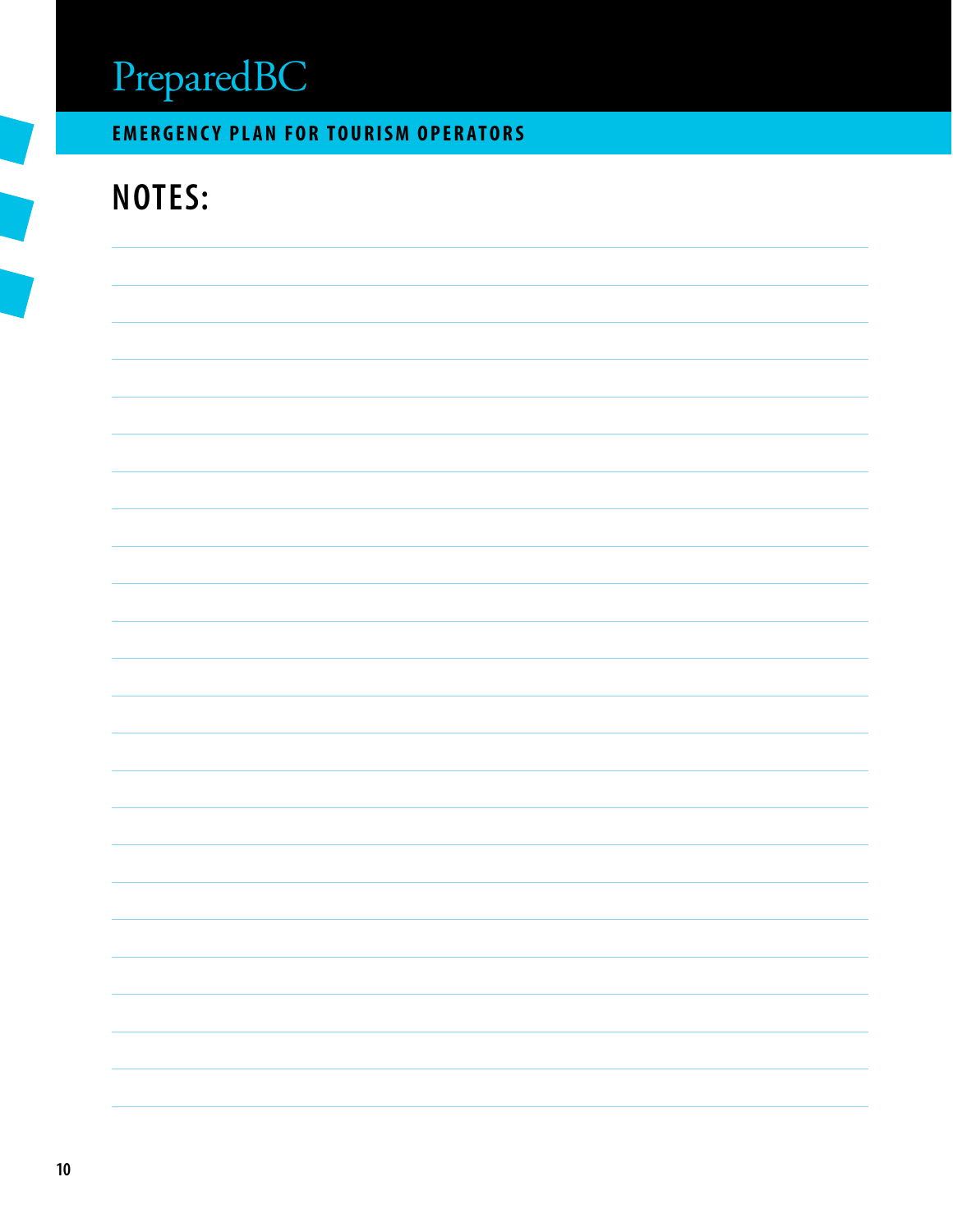# NOTES: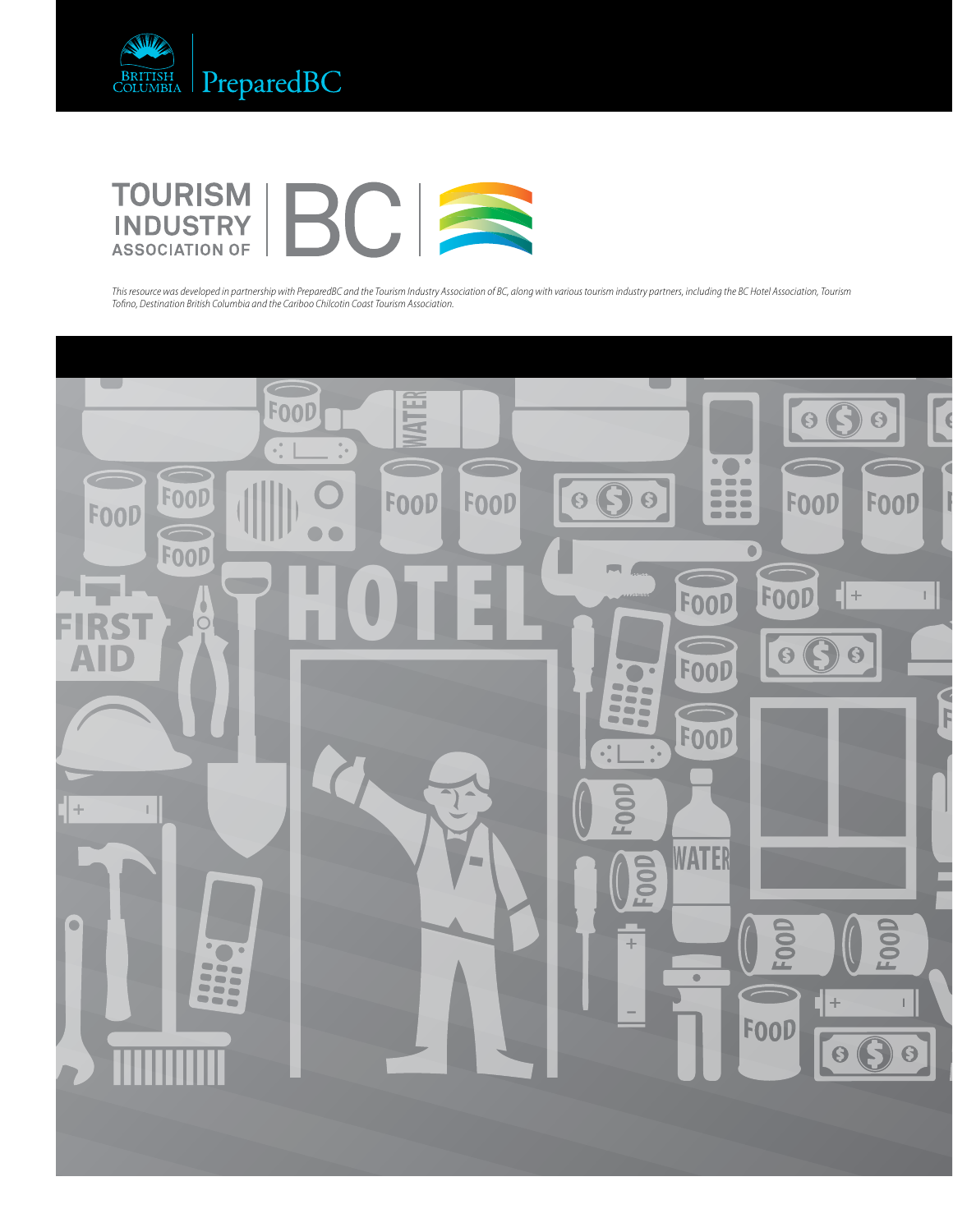PreparedBC

TOURISM INDUSTRY ASSOCIATION OF BC

*This resource was developed in partnership with PreparedBC and the Tourism Industry Association of BC, along with various tourism industry partners, including the BC Hotel Association, Tourism Tofino, Destination British Columbia and the Cariboo Chilcotin Coast Tourism Association.*